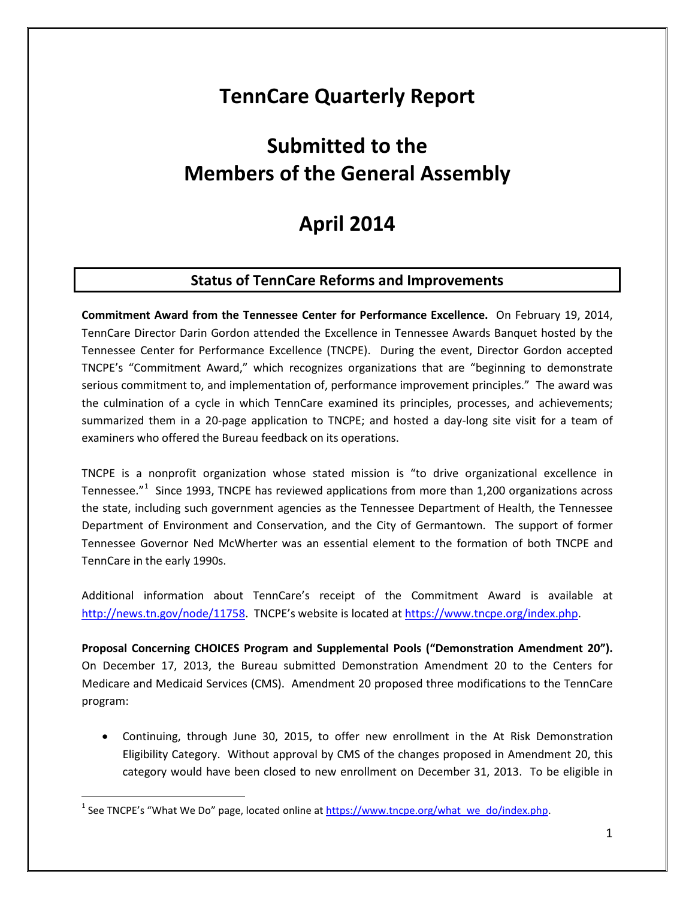# TennCare Quarterly Report

# Submitted to the Members of the General Assembly

# April 2014

## Status of TennCare Reforms and Improvements

**Commitment Award from the Tennessee Center for Performance Excellence.** On February 19, 2014, TennCare Director Darin Gordon attended the Excellence in Tennessee Awards Banquet hosted by the Tennessee Center for Performance Excellence (TNCPE). During the event, Director Gordon accepted TNCPE's "Commitment Award," which recognizes organizations that are "beginning to demonstrate serious commitment to, and implementation of, performance improvement principles." The award was the culmination of a cycle in which TennCare examined its principles, processes, and achievements; summarized them in a 20-page application to TNCPE; and hosted a day-long site visit for a team of examiners who offered the Bureau feedback on its operations.

TNCPE is a nonprofit organization whose stated mission is "to drive organizational excellence in Tennessee."[1] Since 1993, TNCPE has reviewed applications from more than 1,200 organizations across the state, including such government agencies as the Tennessee Department of Health, the Tennessee Department of Environment and Conservation, and the City of Germantown. The support of former Tennessee Governor Ned McWherter was an essential element to the formation of both TNCPE and TennCare in the early 1990s.

Additional information about TennCare's receipt of the Commitment Award is available at http://news.tn.gov/node/11758. TNCPE's website is located at https://www.tncpe.org/index.php.

**Proposal Concerning CHOICES Program and Supplemental Pools ("Demonstration Amendment 20").** On December 17, 2013, the Bureau submitted Demonstration Amendment 20 to the Centers for Medicare and Medicaid Services (CMS). Amendment 20 proposed three modifications to the TennCare program:

- Continuing, through June 30, 2015, to offer new enrollment in the At Risk Demonstration Eligibility Category. Without approval by CMS of the changes proposed in Amendment 20, this category would have been closed to new enrollment on December 31, 2013. To be eligible in

[1] See TNCPE's "What We Do" page, located online at https://www.tncpe.org/what_we_do/index.php.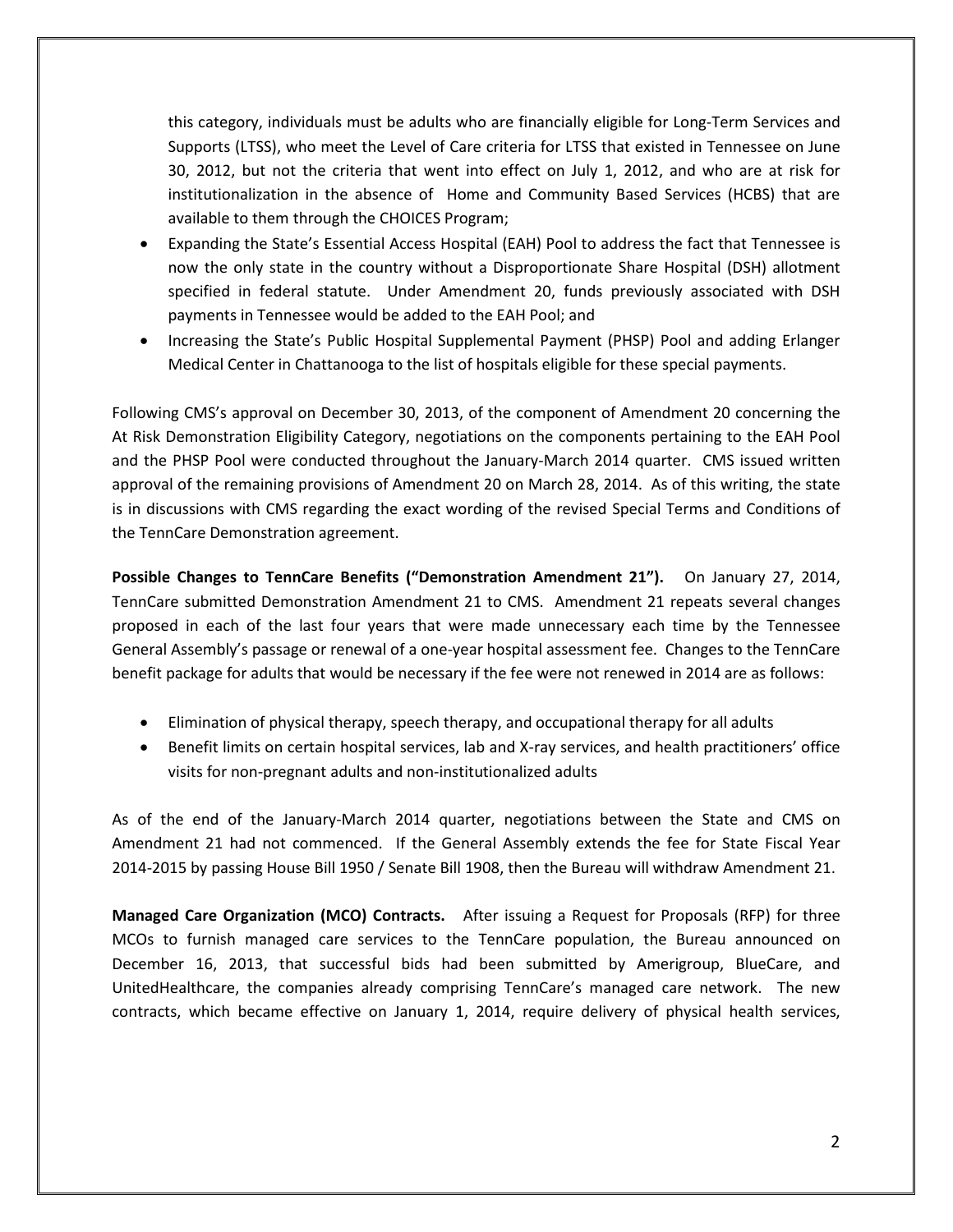this category, individuals must be adults who are financially eligible for Long-Term Services and Supports (LTSS), who meet the Level of Care criteria for LTSS that existed in Tennessee on June 30, 2012, but not the criteria that went into effect on July 1, 2012, and who are at risk for institutionalization in the absence of Home and Community Based Services (HCBS) that are available to them through the CHOICES Program;

- Expanding the State's Essential Access Hospital (EAH) Pool to address the fact that Tennessee is now the only state in the country without a Disproportionate Share Hospital (DSH) allotment specified in federal statute. Under Amendment 20, funds previously associated with DSH payments in Tennessee would be added to the EAH Pool; and
- Increasing the State's Public Hospital Supplemental Payment (PHSP) Pool and adding Erlanger Medical Center in Chattanooga to the list of hospitals eligible for these special payments.

Following CMS's approval on December 30, 2013, of the component of Amendment 20 concerning the At Risk Demonstration Eligibility Category, negotiations on the components pertaining to the EAH Pool and the PHSP Pool were conducted throughout the January-March 2014 quarter. CMS issued written approval of the remaining provisions of Amendment 20 on March 28, 2014. As of this writing, the state is in discussions with CMS regarding the exact wording of the revised Special Terms and Conditions of the TennCare Demonstration agreement.

**Possible Changes to TennCare Benefits ("Demonstration Amendment 21").** On January 27, 2014, TennCare submitted Demonstration Amendment 21 to CMS. Amendment 21 repeats several changes proposed in each of the last four years that were made unnecessary each time by the Tennessee General Assembly's passage or renewal of a one-year hospital assessment fee. Changes to the TennCare benefit package for adults that would be necessary if the fee were not renewed in 2014 are as follows:

- Elimination of physical therapy, speech therapy, and occupational therapy for all adults
- Benefit limits on certain hospital services, lab and X-ray services, and health practitioners' office visits for non-pregnant adults and non-institutionalized adults

As of the end of the January-March 2014 quarter, negotiations between the State and CMS on Amendment 21 had not commenced. If the General Assembly extends the fee for State Fiscal Year 2014-2015 by passing House Bill 1950 / Senate Bill 1908, then the Bureau will withdraw Amendment 21.

**Managed Care Organization (MCO) Contracts.** After issuing a Request for Proposals (RFP) for three MCOs to furnish managed care services to the TennCare population, the Bureau announced on December 16, 2013, that successful bids had been submitted by Amerigroup, BlueCare, and UnitedHealthcare, the companies already comprising TennCare's managed care network. The new contracts, which became effective on January 1, 2014, require delivery of physical health services,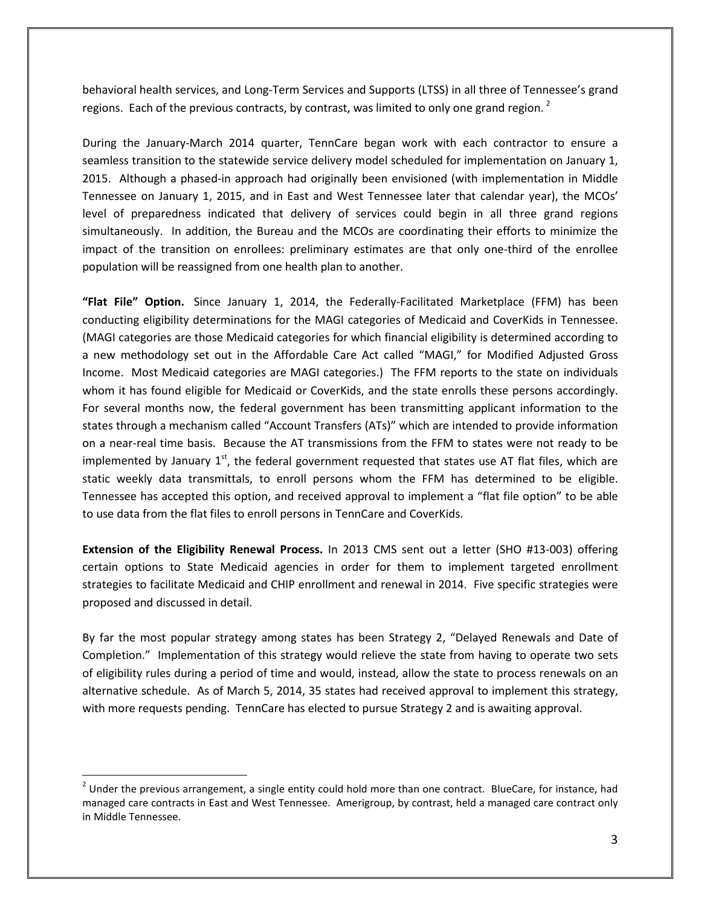behavioral health services, and Long-Term Services and Supports (LTSS) in all three of Tennessee's grand regions. Each of the previous contracts, by contrast, was limited to only one grand region. [2]

During the January-March 2014 quarter, TennCare began work with each contractor to ensure a seamless transition to the statewide service delivery model scheduled for implementation on January 1, 2015. Although a phased-in approach had originally been envisioned (with implementation in Middle Tennessee on January 1, 2015, and in East and West Tennessee later that calendar year), the MCOs' level of preparedness indicated that delivery of services could begin in all three grand regions simultaneously. In addition, the Bureau and the MCOs are coordinating their efforts to minimize the impact of the transition on enrollees: preliminary estimates are that only one-third of the enrollee population will be reassigned from one health plan to another.

**"Flat File" Option.** Since January 1, 2014, the Federally-Facilitated Marketplace (FFM) has been conducting eligibility determinations for the MAGI categories of Medicaid and CoverKids in Tennessee. (MAGI categories are those Medicaid categories for which financial eligibility is determined according to a new methodology set out in the Affordable Care Act called "MAGI," for Modified Adjusted Gross Income. Most Medicaid categories are MAGI categories.) The FFM reports to the state on individuals whom it has found eligible for Medicaid or CoverKids, and the state enrolls these persons accordingly. For several months now, the federal government has been transmitting applicant information to the states through a mechanism called "Account Transfers (ATs)" which are intended to provide information on a near-real time basis. Because the AT transmissions from the FFM to states were not ready to be implemented by January 1st, the federal government requested that states use AT flat files, which are static weekly data transmittals, to enroll persons whom the FFM has determined to be eligible. Tennessee has accepted this option, and received approval to implement a "flat file option" to be able to use data from the flat files to enroll persons in TennCare and CoverKids.

**Extension of the Eligibility Renewal Process.** In 2013 CMS sent out a letter (SHO #13-003) offering certain options to State Medicaid agencies in order for them to implement targeted enrollment strategies to facilitate Medicaid and CHIP enrollment and renewal in 2014. Five specific strategies were proposed and discussed in detail.

By far the most popular strategy among states has been Strategy 2, "Delayed Renewals and Date of Completion." Implementation of this strategy would relieve the state from having to operate two sets of eligibility rules during a period of time and would, instead, allow the state to process renewals on an alternative schedule. As of March 5, 2014, 35 states had received approval to implement this strategy, with more requests pending. TennCare has elected to pursue Strategy 2 and is awaiting approval.

---

[2] Under the previous arrangement, a single entity could hold more than one contract. BlueCare, for instance, had managed care contracts in East and West Tennessee. Amerigroup, by contrast, held a managed care contract only in Middle Tennessee.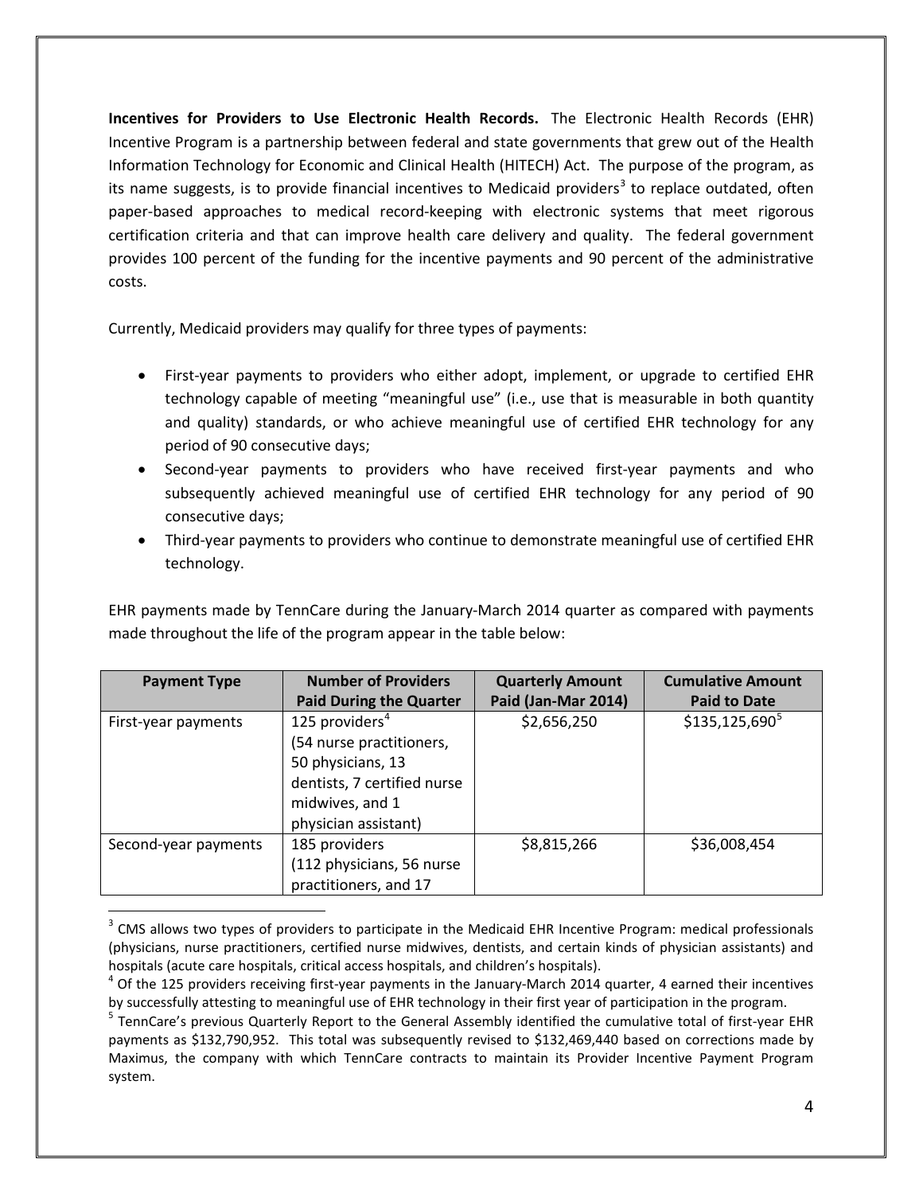**Incentives for Providers to Use Electronic Health Records.** The Electronic Health Records (EHR) Incentive Program is a partnership between federal and state governments that grew out of the Health Information Technology for Economic and Clinical Health (HITECH) Act. The purpose of the program, as its name suggests, is to provide financial incentives to Medicaid providers[3] to replace outdated, often paper-based approaches to medical record-keeping with electronic systems that meet rigorous certification criteria and that can improve health care delivery and quality. The federal government provides 100 percent of the funding for the incentive payments and 90 percent of the administrative costs.

Currently, Medicaid providers may qualify for three types of payments:

- First-year payments to providers who either adopt, implement, or upgrade to certified EHR technology capable of meeting "meaningful use" (i.e., use that is measurable in both quantity and quality) standards, or who achieve meaningful use of certified EHR technology for any period of 90 consecutive days;
- Second-year payments to providers who have received first-year payments and who subsequently achieved meaningful use of certified EHR technology for any period of 90 consecutive days;
- Third-year payments to providers who continue to demonstrate meaningful use of certified EHR technology.

EHR payments made by TennCare during the January-March 2014 quarter as compared with payments made throughout the life of the program appear in the table below:

| Payment Type | Number of Providers Paid During the Quarter | Quarterly Amount Paid (Jan-Mar 2014) | Cumulative Amount Paid to Date |
|---|---|---|---|
| First-year payments | 125 providers[4] (54 nurse practitioners, 50 physicians, 13 dentists, 7 certified nurse midwives, and 1 physician assistant) | \$2,656,250 | \$135,125,690[5] |
| Second-year payments | 185 providers (112 physicians, 56 nurse practitioners, and 17 | \$8,815,266 | \$36,008,454 |

[3] CMS allows two types of providers to participate in the Medicaid EHR Incentive Program: medical professionals (physicians, nurse practitioners, certified nurse midwives, dentists, and certain kinds of physician assistants) and hospitals (acute care hospitals, critical access hospitals, and children's hospitals).

[4] Of the 125 providers receiving first-year payments in the January-March 2014 quarter, 4 earned their incentives by successfully attesting to meaningful use of EHR technology in their first year of participation in the program.

[5] TennCare's previous Quarterly Report to the General Assembly identified the cumulative total of first-year EHR payments as \$132,790,952. This total was subsequently revised to \$132,469,440 based on corrections made by Maximus, the company with which TennCare contracts to maintain its Provider Incentive Payment Program system.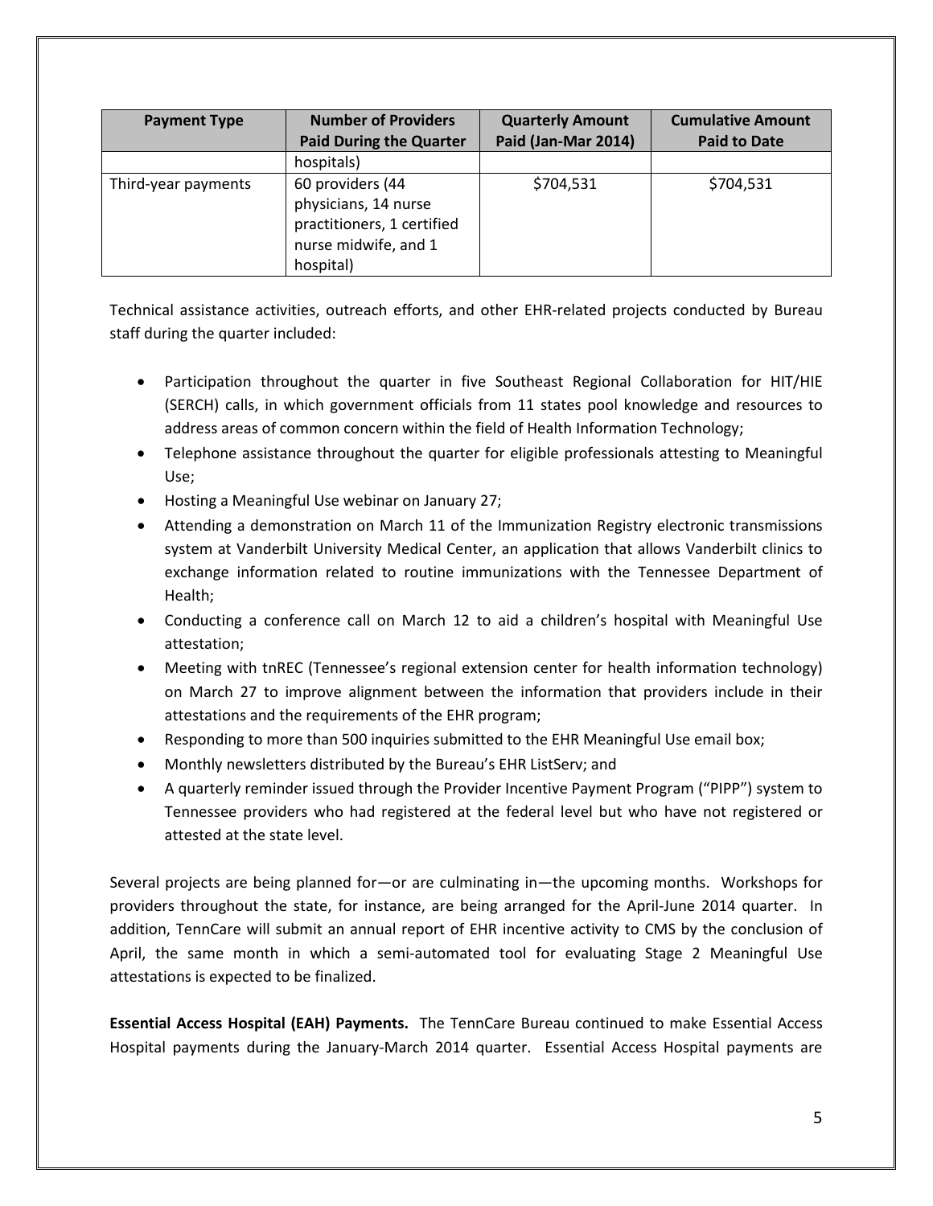| Payment Type | Number of Providers Paid During the Quarter | Quarterly Amount Paid (Jan-Mar 2014) | Cumulative Amount Paid to Date |
|---|---|---|---|
| | hospitals) | | |
| Third-year payments | 60 providers (44 physicians, 14 nurse practitioners, 1 certified nurse midwife, and 1 hospital) | $704,531 | $704,531 |

Technical assistance activities, outreach efforts, and other EHR-related projects conducted by Bureau staff during the quarter included:

- Participation throughout the quarter in five Southeast Regional Collaboration for HIT/HIE (SERCH) calls, in which government officials from 11 states pool knowledge and resources to address areas of common concern within the field of Health Information Technology;
- Telephone assistance throughout the quarter for eligible professionals attesting to Meaningful Use;
- Hosting a Meaningful Use webinar on January 27;
- Attending a demonstration on March 11 of the Immunization Registry electronic transmissions system at Vanderbilt University Medical Center, an application that allows Vanderbilt clinics to exchange information related to routine immunizations with the Tennessee Department of Health;
- Conducting a conference call on March 12 to aid a children's hospital with Meaningful Use attestation;
- Meeting with tnREC (Tennessee's regional extension center for health information technology) on March 27 to improve alignment between the information that providers include in their attestations and the requirements of the EHR program;
- Responding to more than 500 inquiries submitted to the EHR Meaningful Use email box;
- Monthly newsletters distributed by the Bureau's EHR ListServ; and
- A quarterly reminder issued through the Provider Incentive Payment Program ("PIPP") system to Tennessee providers who had registered at the federal level but who have not registered or attested at the state level.

Several projects are being planned for—or are culminating in—the upcoming months. Workshops for providers throughout the state, for instance, are being arranged for the April-June 2014 quarter. In addition, TennCare will submit an annual report of EHR incentive activity to CMS by the conclusion of April, the same month in which a semi-automated tool for evaluating Stage 2 Meaningful Use attestations is expected to be finalized.

**Essential Access Hospital (EAH) Payments.** The TennCare Bureau continued to make Essential Access Hospital payments during the January-March 2014 quarter. Essential Access Hospital payments are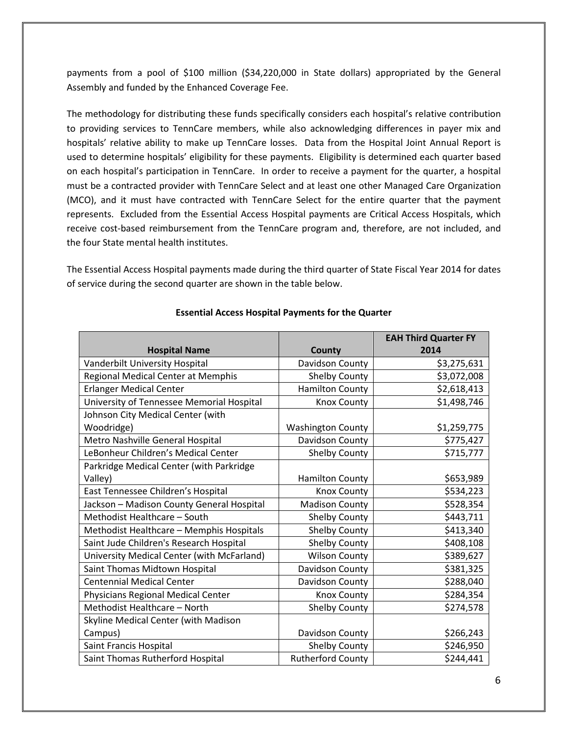payments from a pool of $100 million ($34,220,000 in State dollars) appropriated by the General Assembly and funded by the Enhanced Coverage Fee.

The methodology for distributing these funds specifically considers each hospital's relative contribution to providing services to TennCare members, while also acknowledging differences in payer mix and hospitals' relative ability to make up TennCare losses. Data from the Hospital Joint Annual Report is used to determine hospitals' eligibility for these payments. Eligibility is determined each quarter based on each hospital's participation in TennCare. In order to receive a payment for the quarter, a hospital must be a contracted provider with TennCare Select and at least one other Managed Care Organization (MCO), and it must have contracted with TennCare Select for the entire quarter that the payment represents. Excluded from the Essential Access Hospital payments are Critical Access Hospitals, which receive cost-based reimbursement from the TennCare program and, therefore, are not included, and the four State mental health institutes.

The Essential Access Hospital payments made during the third quarter of State Fiscal Year 2014 for dates of service during the second quarter are shown in the table below.

**Essential Access Hospital Payments for the Quarter**

| Hospital Name | County | EAH Third Quarter FY 2014 |
|---|---|---|
| Vanderbilt University Hospital | Davidson County | $3,275,631 |
| Regional Medical Center at Memphis | Shelby County | $3,072,008 |
| Erlanger Medical Center | Hamilton County | $2,618,413 |
| University of Tennessee Memorial Hospital | Knox County | $1,498,746 |
| Johnson City Medical Center (with Woodridge) | Washington County | $1,259,775 |
| Metro Nashville General Hospital | Davidson County | $775,427 |
| LeBonheur Children's Medical Center | Shelby County | $715,777 |
| Parkridge Medical Center (with Parkridge Valley) | Hamilton County | $653,989 |
| East Tennessee Children's Hospital | Knox County | $534,223 |
| Jackson – Madison County General Hospital | Madison County | $528,354 |
| Methodist Healthcare – South | Shelby County | $443,711 |
| Methodist Healthcare – Memphis Hospitals | Shelby County | $413,340 |
| Saint Jude Children's Research Hospital | Shelby County | $408,108 |
| University Medical Center (with McFarland) | Wilson County | $389,627 |
| Saint Thomas Midtown Hospital | Davidson County | $381,325 |
| Centennial Medical Center | Davidson County | $288,040 |
| Physicians Regional Medical Center | Knox County | $284,354 |
| Methodist Healthcare – North | Shelby County | $274,578 |
| Skyline Medical Center (with Madison Campus) | Davidson County | $266,243 |
| Saint Francis Hospital | Shelby County | $246,950 |
| Saint Thomas Rutherford Hospital | Rutherford County | $244,441 |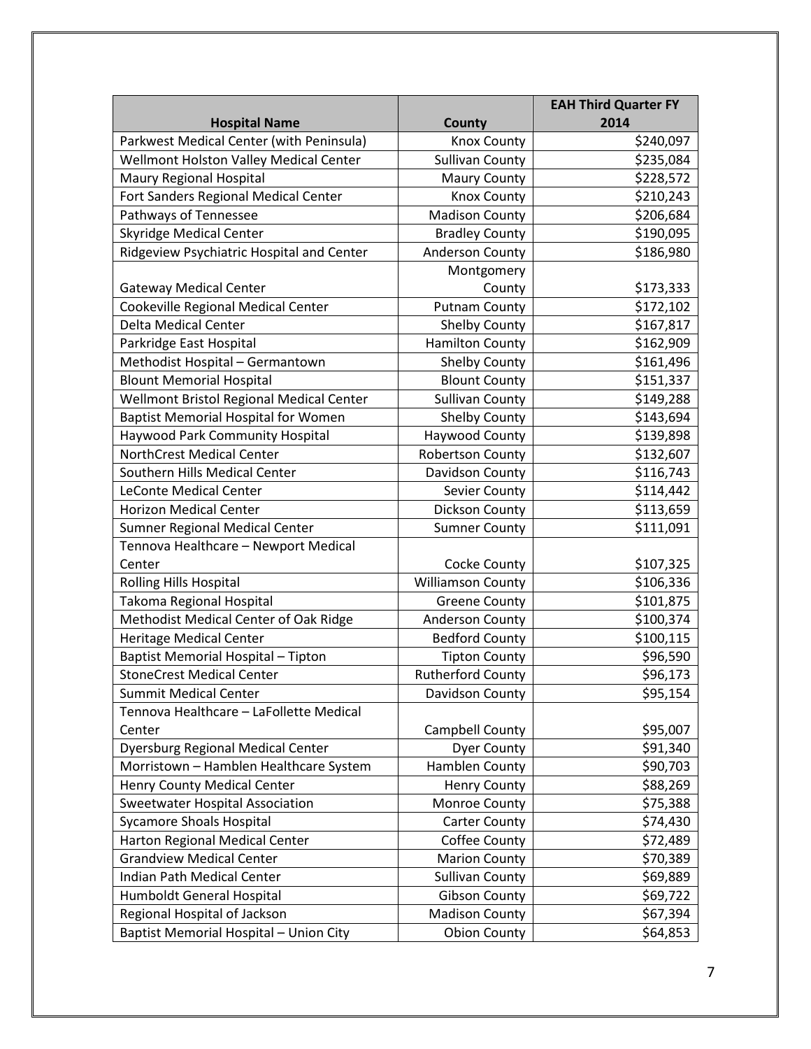| Hospital Name | County | EAH Third Quarter FY 2014 |
| --- | --- | --- |
| Parkwest Medical Center (with Peninsula) | Knox County | $240,097 |
| Wellmont Holston Valley Medical Center | Sullivan County | $235,084 |
| Maury Regional Hospital | Maury County | $228,572 |
| Fort Sanders Regional Medical Center | Knox County | $210,243 |
| Pathways of Tennessee | Madison County | $206,684 |
| Skyridge Medical Center | Bradley County | $190,095 |
| Ridgeview Psychiatric Hospital and Center | Anderson County | $186,980 |
| Gateway Medical Center | Montgomery County | $173,333 |
| Cookeville Regional Medical Center | Putnam County | $172,102 |
| Delta Medical Center | Shelby County | $167,817 |
| Parkridge East Hospital | Hamilton County | $162,909 |
| Methodist Hospital – Germantown | Shelby County | $161,496 |
| Blount Memorial Hospital | Blount County | $151,337 |
| Wellmont Bristol Regional Medical Center | Sullivan County | $149,288 |
| Baptist Memorial Hospital for Women | Shelby County | $143,694 |
| Haywood Park Community Hospital | Haywood County | $139,898 |
| NorthCrest Medical Center | Robertson County | $132,607 |
| Southern Hills Medical Center | Davidson County | $116,743 |
| LeConte Medical Center | Sevier County | $114,442 |
| Horizon Medical Center | Dickson County | $113,659 |
| Sumner Regional Medical Center | Sumner County | $111,091 |
| Tennova Healthcare – Newport Medical Center | Cocke County | $107,325 |
| Rolling Hills Hospital | Williamson County | $106,336 |
| Takoma Regional Hospital | Greene County | $101,875 |
| Methodist Medical Center of Oak Ridge | Anderson County | $100,374 |
| Heritage Medical Center | Bedford County | $100,115 |
| Baptist Memorial Hospital – Tipton | Tipton County | $96,590 |
| StoneCrest Medical Center | Rutherford County | $96,173 |
| Summit Medical Center | Davidson County | $95,154 |
| Tennova Healthcare – LaFollette Medical Center | Campbell County | $95,007 |
| Dyersburg Regional Medical Center | Dyer County | $91,340 |
| Morristown – Hamblen Healthcare System | Hamblen County | $90,703 |
| Henry County Medical Center | Henry County | $88,269 |
| Sweetwater Hospital Association | Monroe County | $75,388 |
| Sycamore Shoals Hospital | Carter County | $74,430 |
| Harton Regional Medical Center | Coffee County | $72,489 |
| Grandview Medical Center | Marion County | $70,389 |
| Indian Path Medical Center | Sullivan County | $69,889 |
| Humboldt General Hospital | Gibson County | $69,722 |
| Regional Hospital of Jackson | Madison County | $67,394 |
| Baptist Memorial Hospital – Union City | Obion County | $64,853 |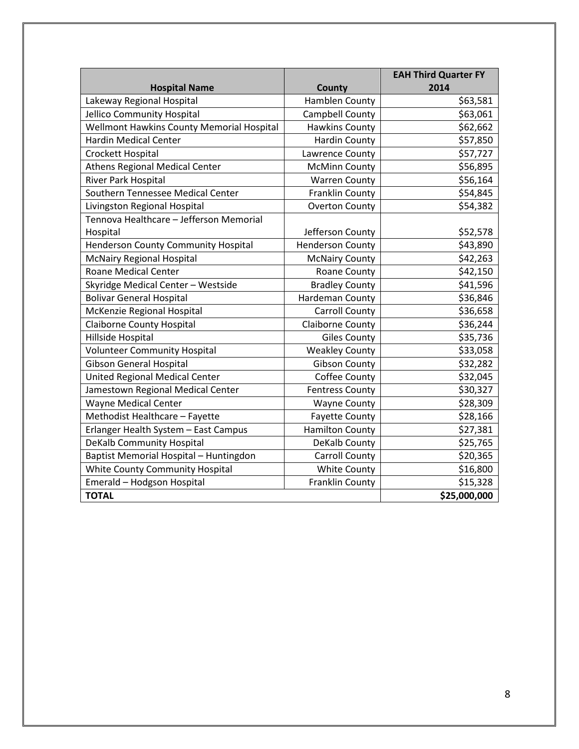| Hospital Name | County | EAH Third Quarter FY 2014 |
|---|---|---|
| Lakeway Regional Hospital | Hamblen County | $63,581 |
| Jellico Community Hospital | Campbell County | $63,061 |
| Wellmont Hawkins County Memorial Hospital | Hawkins County | $62,662 |
| Hardin Medical Center | Hardin County | $57,850 |
| Crockett Hospital | Lawrence County | $57,727 |
| Athens Regional Medical Center | McMinn County | $56,895 |
| River Park Hospital | Warren County | $56,164 |
| Southern Tennessee Medical Center | Franklin County | $54,845 |
| Livingston Regional Hospital | Overton County | $54,382 |
| Tennova Healthcare – Jefferson Memorial Hospital | Jefferson County | $52,578 |
| Henderson County Community Hospital | Henderson County | $43,890 |
| McNairy Regional Hospital | McNairy County | $42,263 |
| Roane Medical Center | Roane County | $42,150 |
| Skyridge Medical Center – Westside | Bradley County | $41,596 |
| Bolivar General Hospital | Hardeman County | $36,846 |
| McKenzie Regional Hospital | Carroll County | $36,658 |
| Claiborne County Hospital | Claiborne County | $36,244 |
| Hillside Hospital | Giles County | $35,736 |
| Volunteer Community Hospital | Weakley County | $33,058 |
| Gibson General Hospital | Gibson County | $32,282 |
| United Regional Medical Center | Coffee County | $32,045 |
| Jamestown Regional Medical Center | Fentress County | $30,327 |
| Wayne Medical Center | Wayne County | $28,309 |
| Methodist Healthcare – Fayette | Fayette County | $28,166 |
| Erlanger Health System – East Campus | Hamilton County | $27,381 |
| DeKalb Community Hospital | DeKalb County | $25,765 |
| Baptist Memorial Hospital – Huntingdon | Carroll County | $20,365 |
| White County Community Hospital | White County | $16,800 |
| Emerald – Hodgson Hospital | Franklin County | $15,328 |
| **TOTAL** | | **$25,000,000** |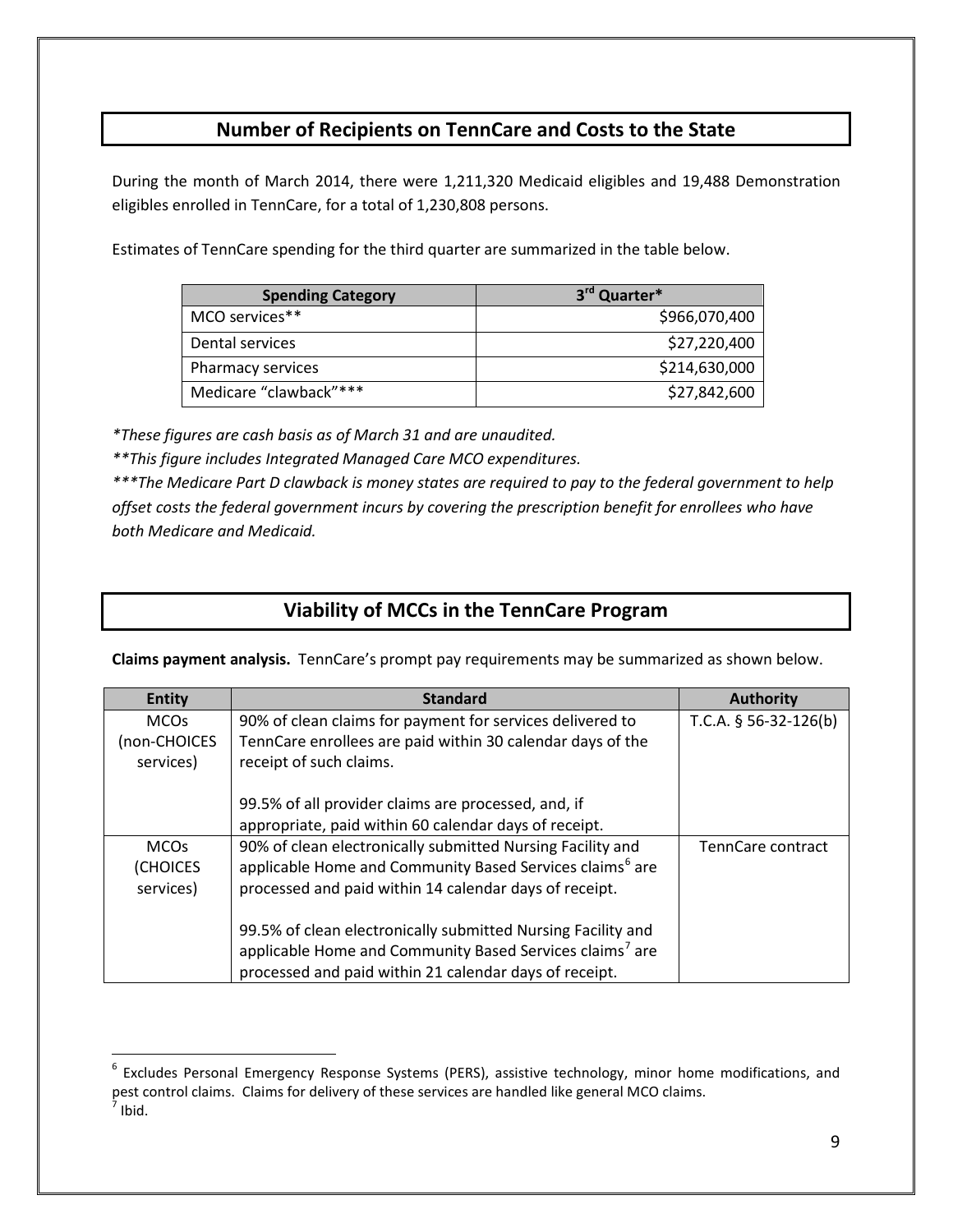## Number of Recipients on TennCare and Costs to the State

During the month of March 2014, there were 1,211,320 Medicaid eligibles and 19,488 Demonstration eligibles enrolled in TennCare, for a total of 1,230,808 persons.

Estimates of TennCare spending for the third quarter are summarized in the table below.

| Spending Category | 3rd Quarter* |
|---|---:|
| MCO services** | $966,070,400 |
| Dental services | $27,220,400 |
| Pharmacy services | $214,630,000 |
| Medicare "clawback"*** | $27,842,600 |

*\*These figures are cash basis as of March 31 and are unaudited.*

*\*\*This figure includes Integrated Managed Care MCO expenditures.*

*\*\*\*The Medicare Part D clawback is money states are required to pay to the federal government to help offset costs the federal government incurs by covering the prescription benefit for enrollees who have both Medicare and Medicaid.*

## Viability of MCCs in the TennCare Program

**Claims payment analysis.** TennCare's prompt pay requirements may be summarized as shown below.

| Entity | Standard | Authority |
|---|---|---|
| MCOs (non-CHOICES services) | 90% of clean claims for payment for services delivered to TennCare enrollees are paid within 30 calendar days of the receipt of such claims.<br><br>99.5% of all provider claims are processed, and, if appropriate, paid within 60 calendar days of receipt. | T.C.A. § 56-32-126(b) |
| MCOs (CHOICES services) | 90% of clean electronically submitted Nursing Facility and applicable Home and Community Based Services claims[6] are processed and paid within 14 calendar days of receipt.<br><br>99.5% of clean electronically submitted Nursing Facility and applicable Home and Community Based Services claims[7] are processed and paid within 21 calendar days of receipt. | TennCare contract |

[6] Excludes Personal Emergency Response Systems (PERS), assistive technology, minor home modifications, and pest control claims. Claims for delivery of these services are handled like general MCO claims.

[7] Ibid.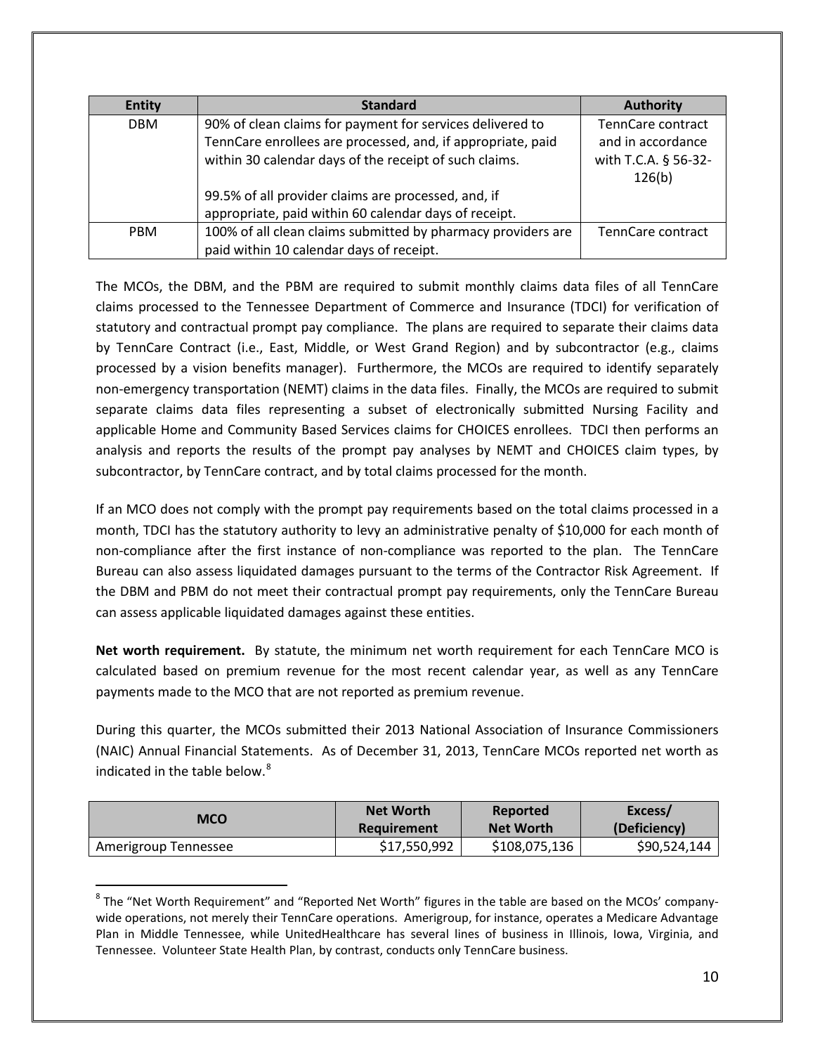| Entity | Standard | Authority |
|---|---|---|
| DBM | 90% of clean claims for payment for services delivered to TennCare enrollees are processed, and, if appropriate, paid within 30 calendar days of the receipt of such claims.<br><br>99.5% of all provider claims are processed, and, if appropriate, paid within 60 calendar days of receipt. | TennCare contract and in accordance with T.C.A. § 56-32-126(b) |
| PBM | 100% of all clean claims submitted by pharmacy providers are paid within 10 calendar days of receipt. | TennCare contract |

The MCOs, the DBM, and the PBM are required to submit monthly claims data files of all TennCare claims processed to the Tennessee Department of Commerce and Insurance (TDCI) for verification of statutory and contractual prompt pay compliance. The plans are required to separate their claims data by TennCare Contract (i.e., East, Middle, or West Grand Region) and by subcontractor (e.g., claims processed by a vision benefits manager). Furthermore, the MCOs are required to identify separately non-emergency transportation (NEMT) claims in the data files. Finally, the MCOs are required to submit separate claims data files representing a subset of electronically submitted Nursing Facility and applicable Home and Community Based Services claims for CHOICES enrollees. TDCI then performs an analysis and reports the results of the prompt pay analyses by NEMT and CHOICES claim types, by subcontractor, by TennCare contract, and by total claims processed for the month.

If an MCO does not comply with the prompt pay requirements based on the total claims processed in a month, TDCI has the statutory authority to levy an administrative penalty of $10,000 for each month of non-compliance after the first instance of non-compliance was reported to the plan. The TennCare Bureau can also assess liquidated damages pursuant to the terms of the Contractor Risk Agreement. If the DBM and PBM do not meet their contractual prompt pay requirements, only the TennCare Bureau can assess applicable liquidated damages against these entities.

**Net worth requirement.** By statute, the minimum net worth requirement for each TennCare MCO is calculated based on premium revenue for the most recent calendar year, as well as any TennCare payments made to the MCO that are not reported as premium revenue.

During this quarter, the MCOs submitted their 2013 National Association of Insurance Commissioners (NAIC) Annual Financial Statements. As of December 31, 2013, TennCare MCOs reported net worth as indicated in the table below.[8]

| MCO | Net Worth Requirement | Reported Net Worth | Excess/ (Deficiency) |
|---|---|---|---|
| Amerigroup Tennessee | $17,550,992 | $108,075,136 | $90,524,144 |

[8] The "Net Worth Requirement" and "Reported Net Worth" figures in the table are based on the MCOs' company-wide operations, not merely their TennCare operations. Amerigroup, for instance, operates a Medicare Advantage Plan in Middle Tennessee, while UnitedHealthcare has several lines of business in Illinois, Iowa, Virginia, and Tennessee. Volunteer State Health Plan, by contrast, conducts only TennCare business.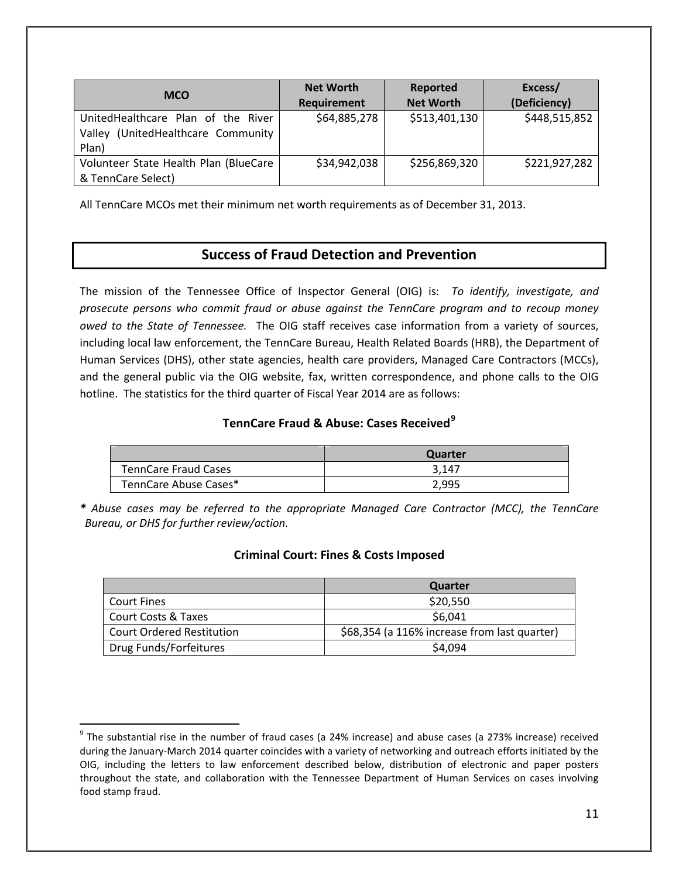| MCO | Net Worth Requirement | Reported Net Worth | Excess/ (Deficiency) |
|---|---|---|---|
| UnitedHealthcare Plan of the River Valley (UnitedHealthcare Community Plan) | $64,885,278 | $513,401,130 | $448,515,852 |
| Volunteer State Health Plan (BlueCare & TennCare Select) | $34,942,038 | $256,869,320 | $221,927,282 |

All TennCare MCOs met their minimum net worth requirements as of December 31, 2013.

## Success of Fraud Detection and Prevention

The mission of the Tennessee Office of Inspector General (OIG) is: *To identify, investigate, and prosecute persons who commit fraud or abuse against the TennCare program and to recoup money owed to the State of Tennessee.* The OIG staff receives case information from a variety of sources, including local law enforcement, the TennCare Bureau, Health Related Boards (HRB), the Department of Human Services (DHS), other state agencies, health care providers, Managed Care Contractors (MCCs), and the general public via the OIG website, fax, written correspondence, and phone calls to the OIG hotline. The statistics for the third quarter of Fiscal Year 2014 are as follows:

### TennCare Fraud & Abuse: Cases Received[9]

| | Quarter |
|---|---|
| TennCare Fraud Cases | 3,147 |
| TennCare Abuse Cases* | 2,995 |

*\* Abuse cases may be referred to the appropriate Managed Care Contractor (MCC), the TennCare Bureau, or DHS for further review/action.*

### Criminal Court: Fines & Costs Imposed

| | Quarter |
|---|---|
| Court Fines | $20,550 |
| Court Costs & Taxes | $6,041 |
| Court Ordered Restitution | $68,354 (a 116% increase from last quarter) |
| Drug Funds/Forfeitures | $4,094 |

[9] The substantial rise in the number of fraud cases (a 24% increase) and abuse cases (a 273% increase) received during the January-March 2014 quarter coincides with a variety of networking and outreach efforts initiated by the OIG, including the letters to law enforcement described below, distribution of electronic and paper posters throughout the state, and collaboration with the Tennessee Department of Human Services on cases involving food stamp fraud.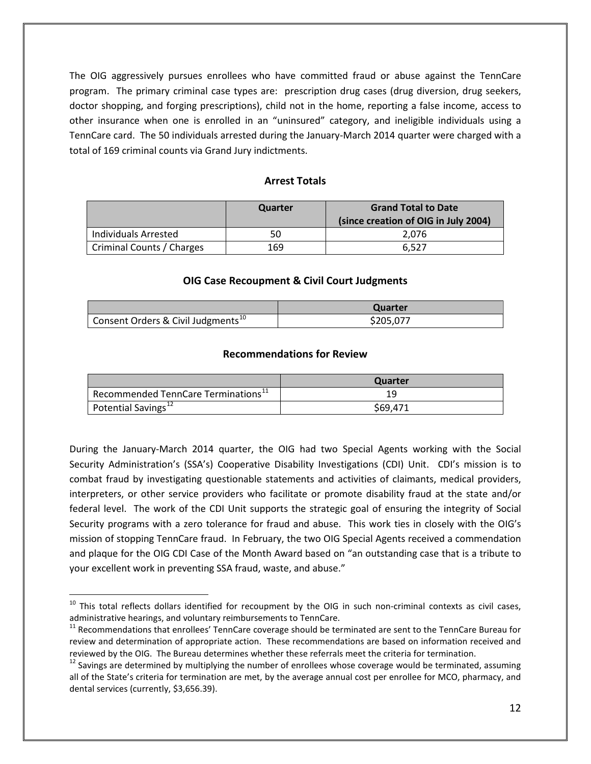The OIG aggressively pursues enrollees who have committed fraud or abuse against the TennCare program. The primary criminal case types are: prescription drug cases (drug diversion, drug seekers, doctor shopping, and forging prescriptions), child not in the home, reporting a false income, access to other insurance when one is enrolled in an "uninsured" category, and ineligible individuals using a TennCare card. The 50 individuals arrested during the January-March 2014 quarter were charged with a total of 169 criminal counts via Grand Jury indictments.

### Arrest Totals

| | Quarter | Grand Total to Date (since creation of OIG in July 2004) |
|---|---|---|
| Individuals Arrested | 50 | 2,076 |
| Criminal Counts / Charges | 169 | 6,527 |

### OIG Case Recoupment & Civil Court Judgments

| | Quarter |
|---|---|
| Consent Orders & Civil Judgments[10] | $205,077 |

### Recommendations for Review

| | Quarter |
|---|---|
| Recommended TennCare Terminations[11] | 19 |
| Potential Savings[12] | $69,471 |

During the January-March 2014 quarter, the OIG had two Special Agents working with the Social Security Administration's (SSA's) Cooperative Disability Investigations (CDI) Unit. CDI's mission is to combat fraud by investigating questionable statements and activities of claimants, medical providers, interpreters, or other service providers who facilitate or promote disability fraud at the state and/or federal level. The work of the CDI Unit supports the strategic goal of ensuring the integrity of Social Security programs with a zero tolerance for fraud and abuse. This work ties in closely with the OIG's mission of stopping TennCare fraud. In February, the two OIG Special Agents received a commendation and plaque for the OIG CDI Case of the Month Award based on "an outstanding case that is a tribute to your excellent work in preventing SSA fraud, waste, and abuse."

---

[10] This total reflects dollars identified for recoupment by the OIG in such non-criminal contexts as civil cases, administrative hearings, and voluntary reimbursements to TennCare.

[11] Recommendations that enrollees' TennCare coverage should be terminated are sent to the TennCare Bureau for review and determination of appropriate action. These recommendations are based on information received and reviewed by the OIG. The Bureau determines whether these referrals meet the criteria for termination.

[12] Savings are determined by multiplying the number of enrollees whose coverage would be terminated, assuming all of the State's criteria for termination are met, by the average annual cost per enrollee for MCO, pharmacy, and dental services (currently, $3,656.39).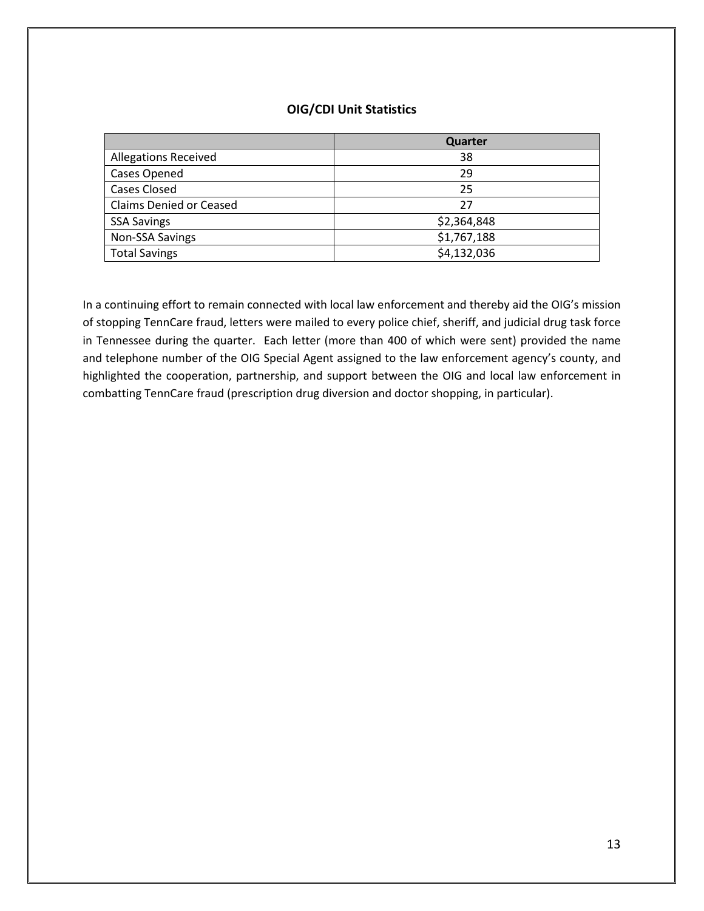### OIG/CDI Unit Statistics

| | Quarter |
|---|---|
| Allegations Received | 38 |
| Cases Opened | 29 |
| Cases Closed | 25 |
| Claims Denied or Ceased | 27 |
| SSA Savings | $2,364,848 |
| Non-SSA Savings | $1,767,188 |
| Total Savings | $4,132,036 |

In a continuing effort to remain connected with local law enforcement and thereby aid the OIG's mission of stopping TennCare fraud, letters were mailed to every police chief, sheriff, and judicial drug task force in Tennessee during the quarter. Each letter (more than 400 of which were sent) provided the name and telephone number of the OIG Special Agent assigned to the law enforcement agency's county, and highlighted the cooperation, partnership, and support between the OIG and local law enforcement in combatting TennCare fraud (prescription drug diversion and doctor shopping, in particular).